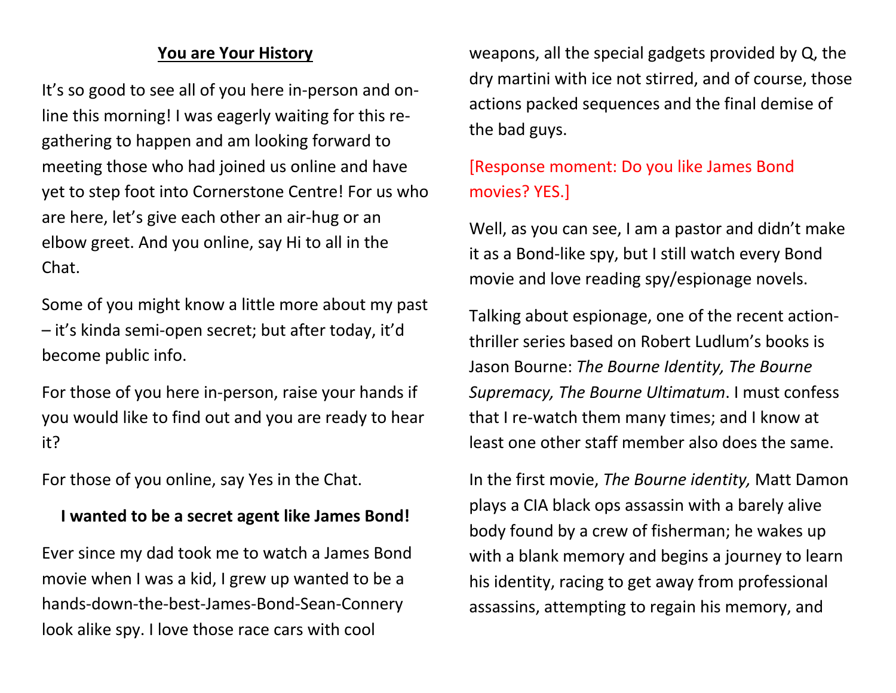# You are Your History

It's so good to see all of you here in-person and on-line this morning! I was eagerly waiting for this re-gathering to happen and am looking forward to meeting those who had joined us online and have yet to step foot into Cornerstone Centre! For us who are here, let's give each other an air-hug or an elbow greet. And you online, say Hi to all in the Chat.

Some of you might know a little more about my past – it's kinda semi-open secret; but after today, it'd become public info.

For those of you here in-person, raise your hands if you would like to find out and you are ready to hear it?

For those of you online, say Yes in the Chat.

**I wanted to be a secret agent like James Bond!**

Ever since my dad took me to watch a James Bond movie when I was a kid, I grew up wanted to be a hands-down-the-best-James-Bond-Sean-Connery look alike spy. I love those race cars with cool weapons, all the special gadgets provided by Q, the dry martini with ice not stirred, and of course, those actions packed sequences and the final demise of the bad guys.

[Response moment: Do you like James Bond movies? YES.]

Well, as you can see, I am a pastor and didn't make it as a Bond-like spy, but I still watch every Bond movie and love reading spy/espionage novels.

Talking about espionage, one of the recent action-thriller series based on Robert Ludlum's books is Jason Bourne: *The Bourne Identity, The Bourne Supremacy, The Bourne Ultimatum*. I must confess that I re-watch them many times; and I know at least one other staff member also does the same.

In the first movie, *The Bourne identity,* Matt Damon plays a CIA black ops assassin with a barely alive body found by a crew of fisherman; he wakes up with a blank memory and begins a journey to learn his identity, racing to get away from professional assassins, attempting to regain his memory, and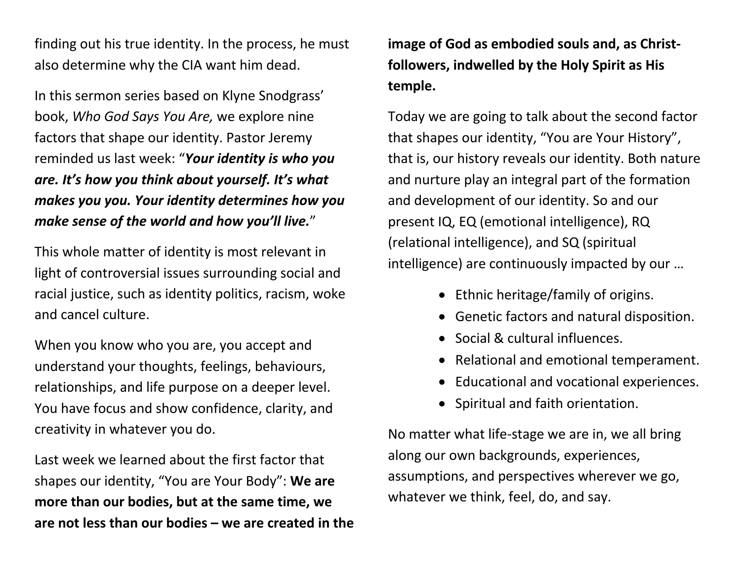finding out his true identity. In the process, he must also determine why the CIA want him dead.

In this sermon series based on Klyne Snodgrass' book, *Who God Says You Are,* we explore nine factors that shape our identity. Pastor Jeremy reminded us last week: "***Your identity is who you are. It's how you think about yourself. It's what makes you you. Your identity determines how you make sense of the world and how you'll live.***"

This whole matter of identity is most relevant in light of controversial issues surrounding social and racial justice, such as identity politics, racism, woke and cancel culture.

When you know who you are, you accept and understand your thoughts, feelings, behaviours, relationships, and life purpose on a deeper level. You have focus and show confidence, clarity, and creativity in whatever you do.

Last week we learned about the first factor that shapes our identity, "You are Your Body": **We are more than our bodies, but at the same time, we are not less than our bodies – we are created in the image of God as embodied souls and, as Christ-followers, indwelled by the Holy Spirit as His temple.**

Today we are going to talk about the second factor that shapes our identity, "You are Your History", that is, our history reveals our identity. Both nature and nurture play an integral part of the formation and development of our identity. So and our present IQ, EQ (emotional intelligence), RQ (relational intelligence), and SQ (spiritual intelligence) are continuously impacted by our …

- Ethnic heritage/family of origins.
- Genetic factors and natural disposition.
- Social & cultural influences.
- Relational and emotional temperament.
- Educational and vocational experiences.
- Spiritual and faith orientation.

No matter what life-stage we are in, we all bring along our own backgrounds, experiences, assumptions, and perspectives wherever we go, whatever we think, feel, do, and say.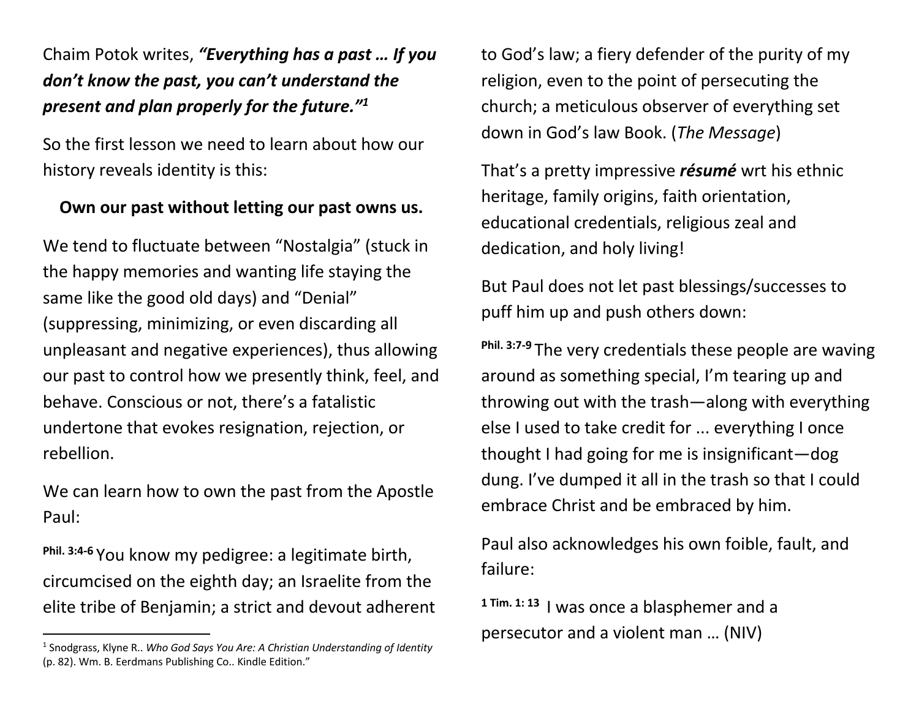Chaim Potok writes, ***"Everything has a past … If you don't know the past, you can't understand the present and plan properly for the future."***[1]

So the first lesson we need to learn about how our history reveals identity is this:

**Own our past without letting our past owns us.**

We tend to fluctuate between "Nostalgia" (stuck in the happy memories and wanting life staying the same like the good old days) and "Denial" (suppressing, minimizing, or even discarding all unpleasant and negative experiences), thus allowing our past to control how we presently think, feel, and behave. Conscious or not, there's a fatalistic undertone that evokes resignation, rejection, or rebellion.

We can learn how to own the past from the Apostle Paul:

[Phil. 3:4-6] You know my pedigree: a legitimate birth, circumcised on the eighth day; an Israelite from the elite tribe of Benjamin; a strict and devout adherent to God's law; a fiery defender of the purity of my religion, even to the point of persecuting the church; a meticulous observer of everything set down in God's law Book. (*The Message*)

That's a pretty impressive ***résumé*** wrt his ethnic heritage, family origins, faith orientation, educational credentials, religious zeal and dedication, and holy living!

But Paul does not let past blessings/successes to puff him up and push others down:

[Phil. 3:7-9] The very credentials these people are waving around as something special, I'm tearing up and throwing out with the trash—along with everything else I used to take credit for ... everything I once thought I had going for me is insignificant—dog dung. I've dumped it all in the trash so that I could embrace Christ and be embraced by him.

Paul also acknowledges his own foible, fault, and failure:

[1 Tim. 1: 13] I was once a blasphemer and a persecutor and a violent man … (NIV)

---

[1] Snodgrass, Klyne R.. *Who God Says You Are: A Christian Understanding of Identity* (p. 82). Wm. B. Eerdmans Publishing Co.. Kindle Edition."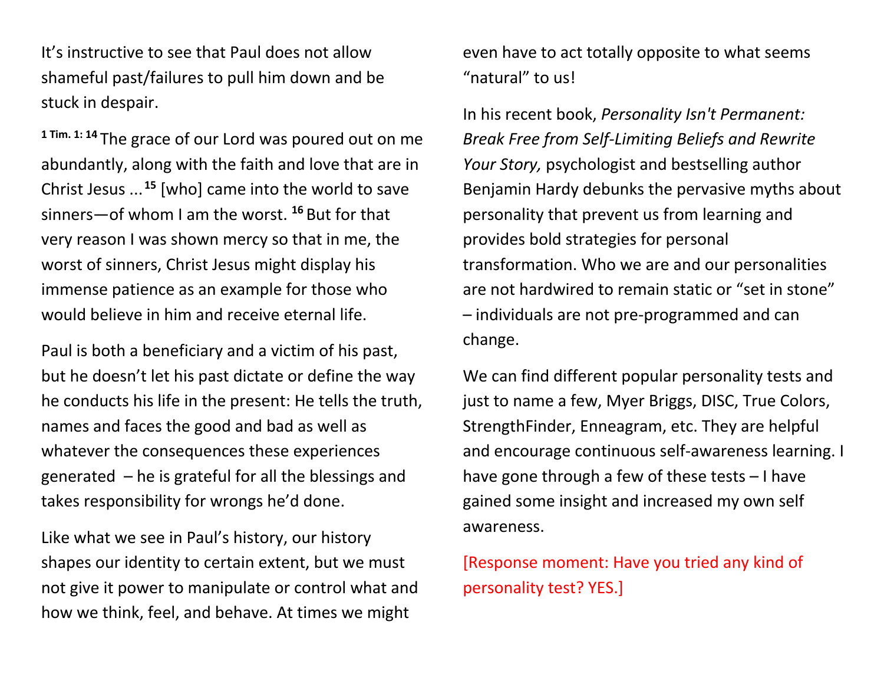It's instructive to see that Paul does not allow shameful past/failures to pull him down and be stuck in despair.

**1 Tim. 1: 14** The grace of our Lord was poured out on me abundantly, along with the faith and love that are in Christ Jesus ... **15** [who] came into the world to save sinners—of whom I am the worst. **16** But for that very reason I was shown mercy so that in me, the worst of sinners, Christ Jesus might display his immense patience as an example for those who would believe in him and receive eternal life.

Paul is both a beneficiary and a victim of his past, but he doesn't let his past dictate or define the way he conducts his life in the present: He tells the truth, names and faces the good and bad as well as whatever the consequences these experiences generated – he is grateful for all the blessings and takes responsibility for wrongs he'd done.

Like what we see in Paul's history, our history shapes our identity to certain extent, but we must not give it power to manipulate or control what and how we think, feel, and behave. At times we might even have to act totally opposite to what seems "natural" to us!

In his recent book, *Personality Isn't Permanent: Break Free from Self-Limiting Beliefs and Rewrite Your Story,* psychologist and bestselling author Benjamin Hardy debunks the pervasive myths about personality that prevent us from learning and provides bold strategies for personal transformation. Who we are and our personalities are not hardwired to remain static or "set in stone" – individuals are not pre-programmed and can change.

We can find different popular personality tests and just to name a few, Myer Briggs, DISC, True Colors, StrengthFinder, Enneagram, etc. They are helpful and encourage continuous self-awareness learning. I have gone through a few of these tests – I have gained some insight and increased my own self awareness.

[Response moment: Have you tried any kind of personality test? YES.]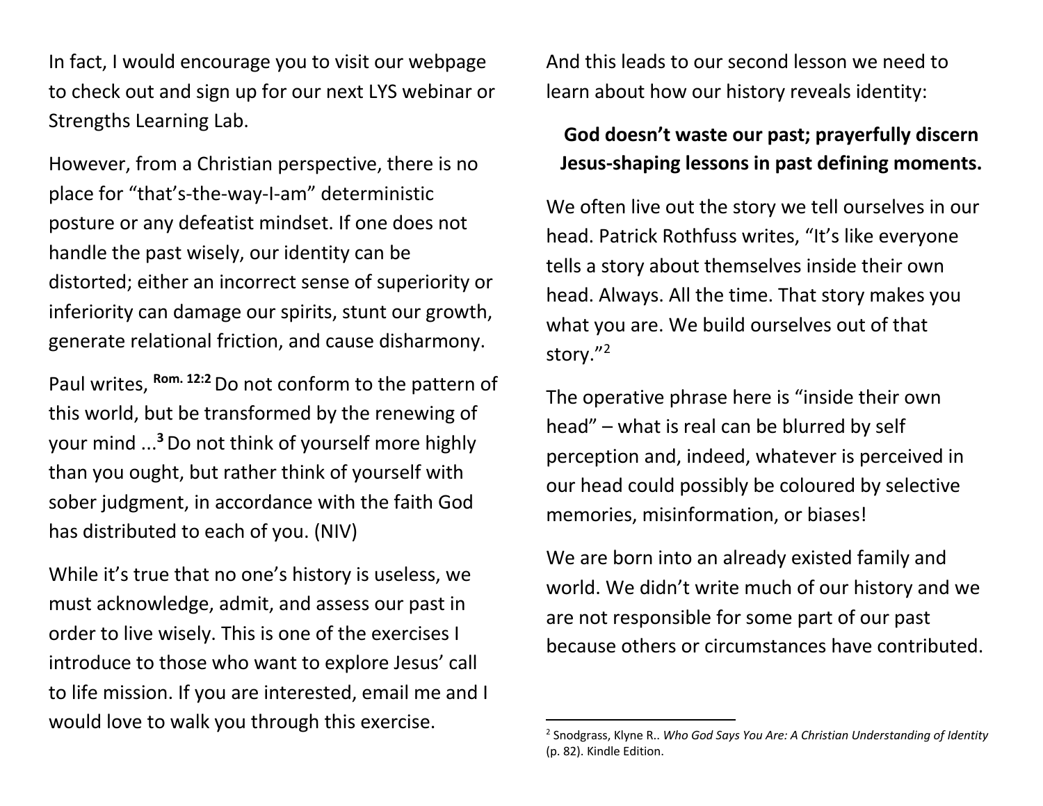In fact, I would encourage you to visit our webpage to check out and sign up for our next LYS webinar or Strengths Learning Lab.

However, from a Christian perspective, there is no place for "that's-the-way-I-am" deterministic posture or any defeatist mindset. If one does not handle the past wisely, our identity can be distorted; either an incorrect sense of superiority or inferiority can damage our spirits, stunt our growth, generate relational friction, and cause disharmony.

Paul writes, **Rom. 12:2** Do not conform to the pattern of this world, but be transformed by the renewing of your mind ...**3** Do not think of yourself more highly than you ought, but rather think of yourself with sober judgment, in accordance with the faith God has distributed to each of you. (NIV)

While it's true that no one's history is useless, we must acknowledge, admit, and assess our past in order to live wisely. This is one of the exercises I introduce to those who want to explore Jesus' call to life mission. If you are interested, email me and I would love to walk you through this exercise.

And this leads to our second lesson we need to learn about how our history reveals identity:

**God doesn't waste our past; prayerfully discern Jesus-shaping lessons in past defining moments.**

We often live out the story we tell ourselves in our head. Patrick Rothfuss writes, "It's like everyone tells a story about themselves inside their own head. Always. All the time. That story makes you what you are. We build ourselves out of that story."[2]

The operative phrase here is "inside their own head" – what is real can be blurred by self perception and, indeed, whatever is perceived in our head could possibly be coloured by selective memories, misinformation, or biases!

We are born into an already existed family and world. We didn't write much of our history and we are not responsible for some part of our past because others or circumstances have contributed.

---

[2] Snodgrass, Klyne R.. *Who God Says You Are: A Christian Understanding of Identity* (p. 82). Kindle Edition.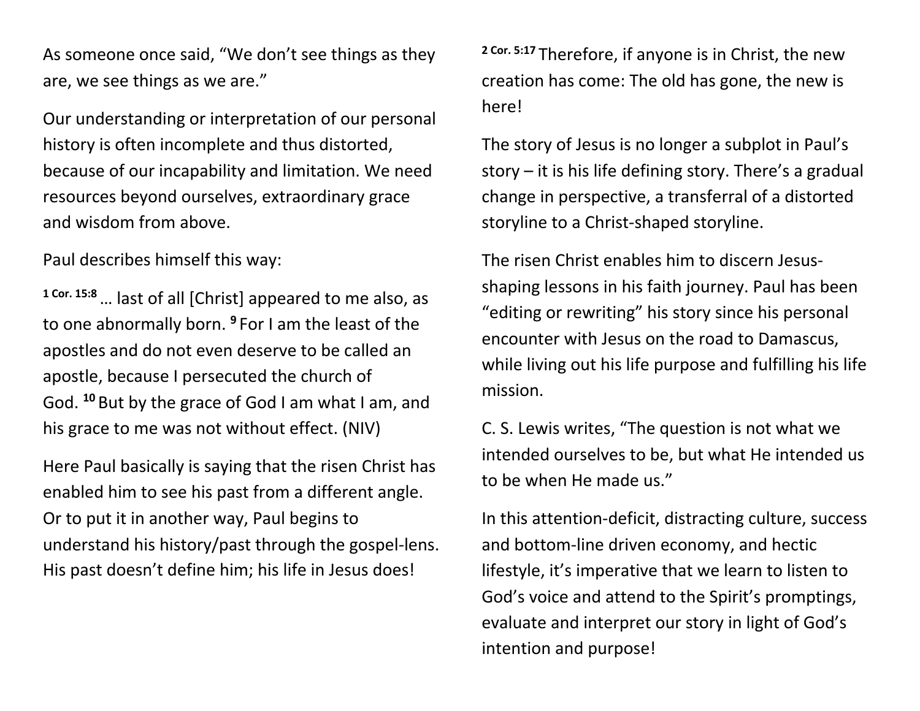As someone once said, “We don’t see things as they are, we see things as we are.”

Our understanding or interpretation of our personal history is often incomplete and thus distorted, because of our incapability and limitation. We need resources beyond ourselves, extraordinary grace and wisdom from above.

Paul describes himself this way:

**1 Cor. 15:8** … last of all [Christ] appeared to me also, as to one abnormally born. **9** For I am the least of the apostles and do not even deserve to be called an apostle, because I persecuted the church of God. **10** But by the grace of God I am what I am, and his grace to me was not without effect. (NIV)

Here Paul basically is saying that the risen Christ has enabled him to see his past from a different angle. Or to put it in another way, Paul begins to understand his history/past through the gospel-lens. His past doesn’t define him; his life in Jesus does!

**2 Cor. 5:17** Therefore, if anyone is in Christ, the new creation has come: The old has gone, the new is here!

The story of Jesus is no longer a subplot in Paul’s story – it is his life defining story. There’s a gradual change in perspective, a transferral of a distorted storyline to a Christ-shaped storyline.

The risen Christ enables him to discern Jesus-shaping lessons in his faith journey. Paul has been “editing or rewriting” his story since his personal encounter with Jesus on the road to Damascus, while living out his life purpose and fulfilling his life mission.

C. S. Lewis writes, “The question is not what we intended ourselves to be, but what He intended us to be when He made us.”

In this attention-deficit, distracting culture, success and bottom-line driven economy, and hectic lifestyle, it’s imperative that we learn to listen to God’s voice and attend to the Spirit’s promptings, evaluate and interpret our story in light of God’s intention and purpose!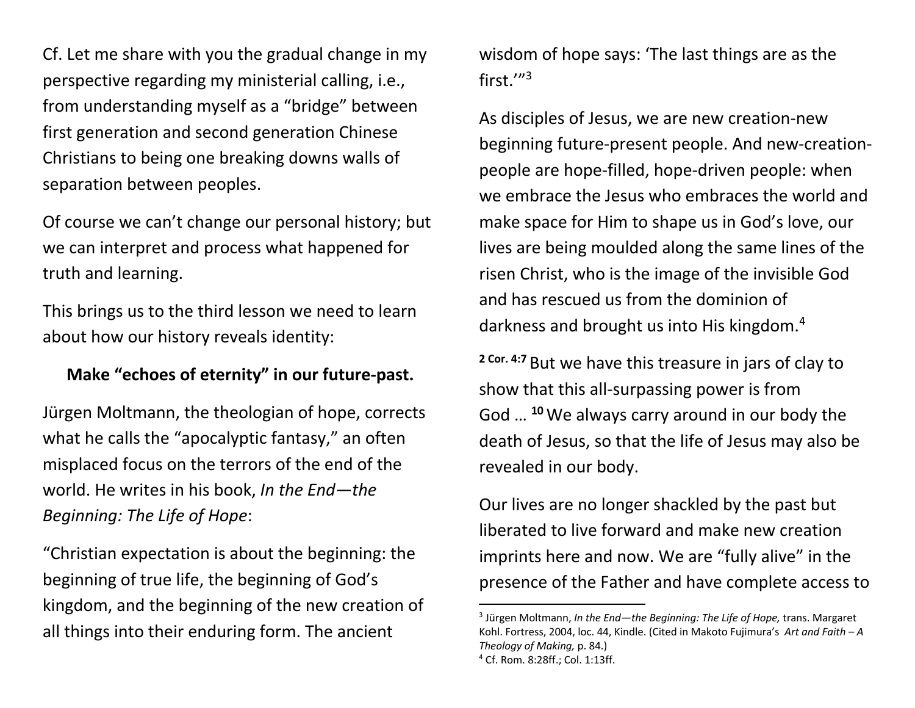Cf. Let me share with you the gradual change in my perspective regarding my ministerial calling, i.e., from understanding myself as a "bridge" between first generation and second generation Chinese Christians to being one breaking downs walls of separation between peoples.

Of course we can't change our personal history; but we can interpret and process what happened for truth and learning.

This brings us to the third lesson we need to learn about how our history reveals identity:

**Make "echoes of eternity" in our future-past.**

Jürgen Moltmann, the theologian of hope, corrects what he calls the "apocalyptic fantasy," an often misplaced focus on the terrors of the end of the world. He writes in his book, *In the End—the Beginning: The Life of Hope*:

"Christian expectation is about the beginning: the beginning of true life, the beginning of God's kingdom, and the beginning of the new creation of all things into their enduring form. The ancient wisdom of hope says: 'The last things are as the first.'"[3]

As disciples of Jesus, we are new creation-new beginning future-present people. And new-creation-people are hope-filled, hope-driven people: when we embrace the Jesus who embraces the world and make space for Him to shape us in God's love, our lives are being moulded along the same lines of the risen Christ, who is the image of the invisible God and has rescued us from the dominion of darkness and brought us into His kingdom.[4]

**2 Cor. 4:7** But we have this treasure in jars of clay to show that this all-surpassing power is from God … **10** We always carry around in our body the death of Jesus, so that the life of Jesus may also be revealed in our body.

Our lives are no longer shackled by the past but liberated to live forward and make new creation imprints here and now. We are "fully alive" in the presence of the Father and have complete access to

---

[3] Jürgen Moltmann, *In the End—the Beginning: The Life of Hope,* trans. Margaret Kohl. Fortress, 2004, loc. 44, Kindle. (Cited in Makoto Fujimura's *Art and Faith – A Theology of Making,* p. 84.)

[4] Cf. Rom. 8:28ff.; Col. 1:13ff.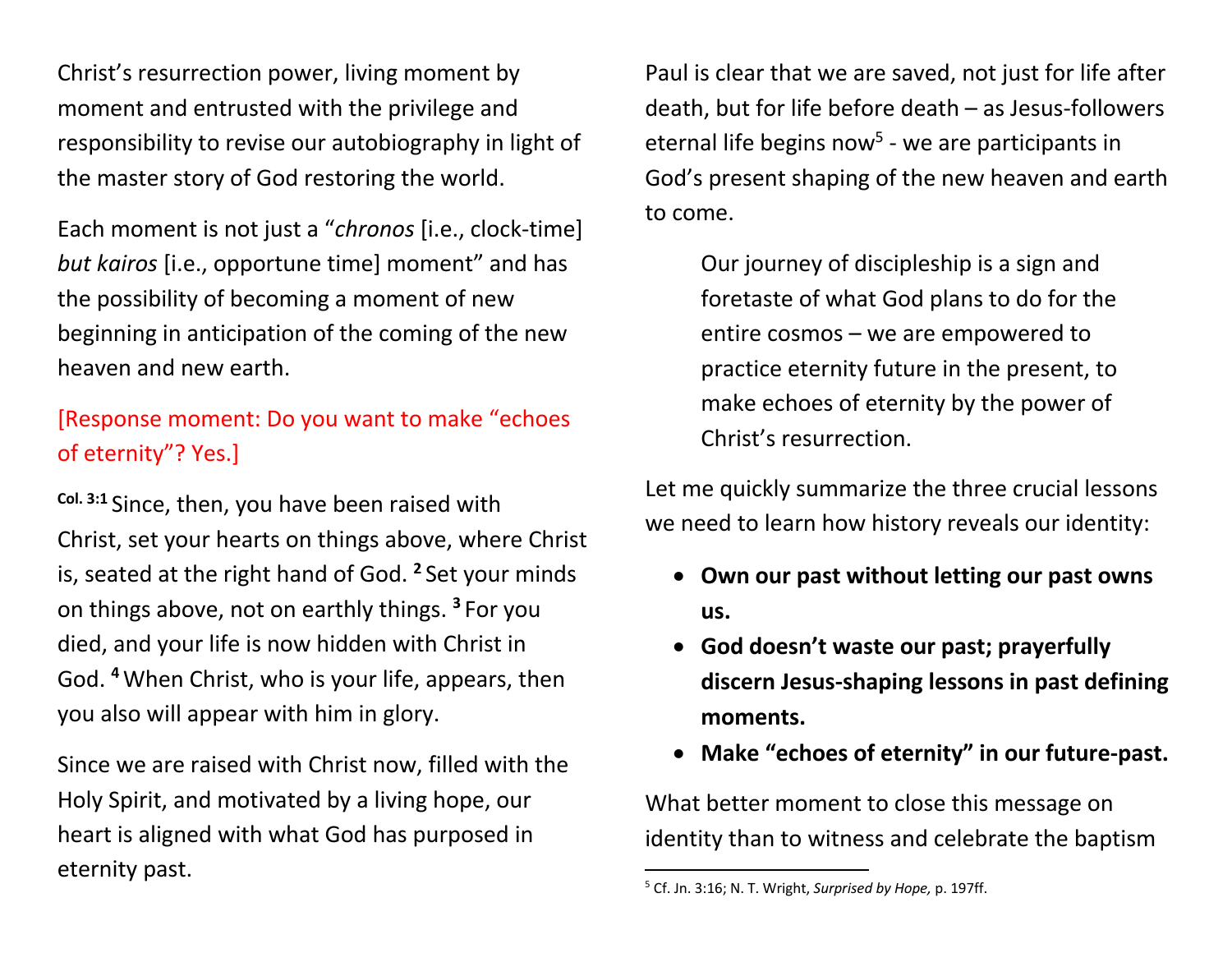Christ's resurrection power, living moment by moment and entrusted with the privilege and responsibility to revise our autobiography in light of the master story of God restoring the world.

Each moment is not just a "*chronos* [i.e., clock-time] *but kairos* [i.e., opportune time] moment" and has the possibility of becoming a moment of new beginning in anticipation of the coming of the new heaven and new earth.

[Response moment: Do you want to make "echoes of eternity"? Yes.]

**Col. 3:1** Since, then, you have been raised with Christ, set your hearts on things above, where Christ is, seated at the right hand of God. **2** Set your minds on things above, not on earthly things. **3** For you died, and your life is now hidden with Christ in God. **4** When Christ, who is your life, appears, then you also will appear with him in glory.

Since we are raised with Christ now, filled with the Holy Spirit, and motivated by a living hope, our heart is aligned with what God has purposed in eternity past.

Paul is clear that we are saved, not just for life after death, but for life before death – as Jesus-followers eternal life begins now[5] - we are participants in God's present shaping of the new heaven and earth to come.

> Our journey of discipleship is a sign and foretaste of what God plans to do for the entire cosmos – we are empowered to practice eternity future in the present, to make echoes of eternity by the power of Christ's resurrection.

Let me quickly summarize the three crucial lessons we need to learn how history reveals our identity:

- **Own our past without letting our past owns us.**
- **God doesn't waste our past; prayerfully discern Jesus-shaping lessons in past defining moments.**
- **Make "echoes of eternity" in our future-past.**

What better moment to close this message on identity than to witness and celebrate the baptism

---

[5] Cf. Jn. 3:16; N. T. Wright, *Surprised by Hope,* p. 197ff.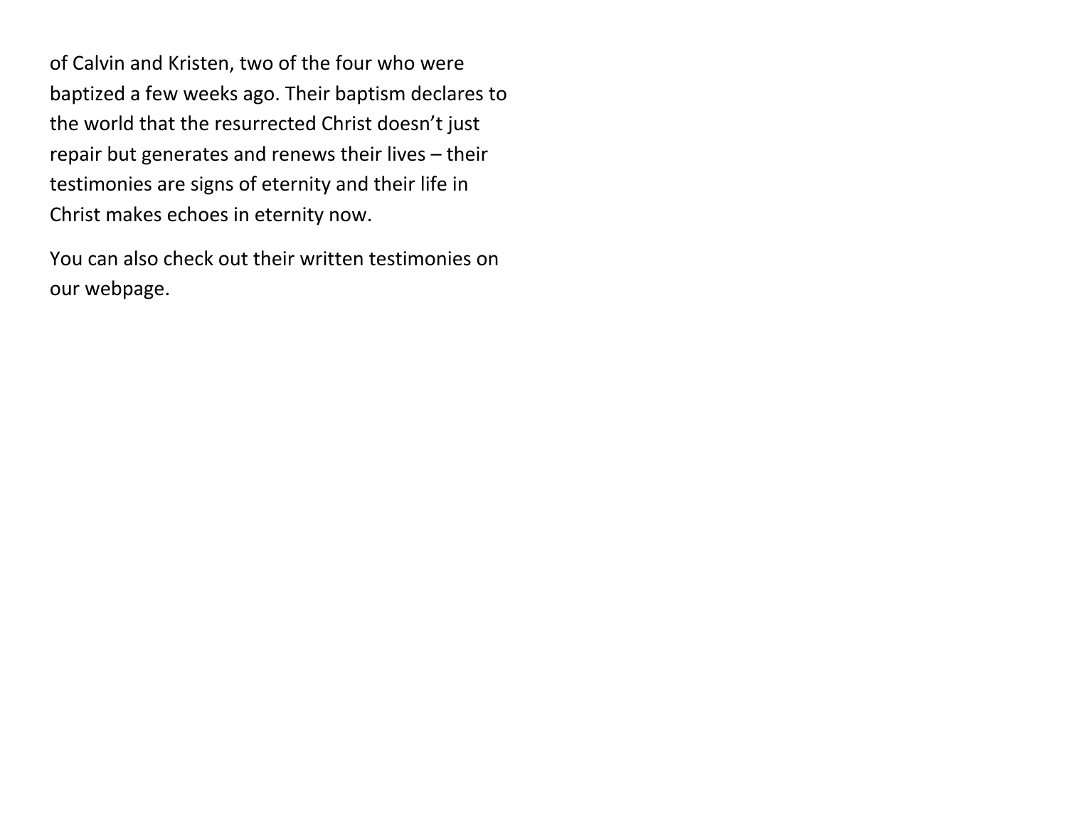of Calvin and Kristen, two of the four who were baptized a few weeks ago. Their baptism declares to the world that the resurrected Christ doesn't just repair but generates and renews their lives – their testimonies are signs of eternity and their life in Christ makes echoes in eternity now.

You can also check out their written testimonies on our webpage.